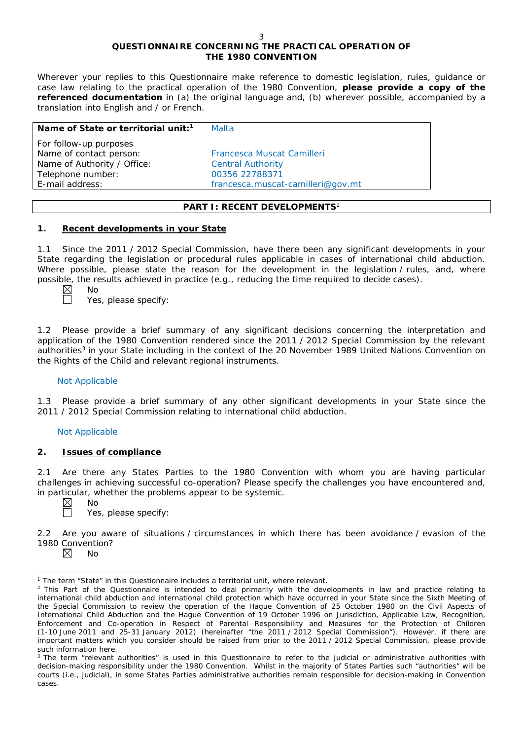## QUESTIONNAIRE CONCERNING THE PRACTICAL OPERATION OF THE 1980 CONVENTION

Wherever your replies to this Questionnaire make reference to domestic legislation, rules, guidance or case law relating to the practical operation of the 1980 Convention, **please provide a copy of the referenced documentation** in (a) the original language and, (b) wherever possible, accompanied by a translation into English and / or French.

| **Name of State or territorial unit:**[1] | Malta |
|---|---|
| For follow-up purposes | |
| Name of contact person: | Francesca Muscat Camilleri |
| Name of Authority / Office: | Central Authority |
| Telephone number: | 00356 22788371 |
| E-mail address: | francesca.muscat-camilleri@gov.mt |

## PART I: RECENT DEVELOPMENTS[2]

### 1. Recent developments in your State

1.1 Since the 2011 / 2012 Special Commission, have there been any significant developments in your State regarding the legislation or procedural rules applicable in cases of international child abduction. Where possible, please state the reason for the development in the legislation / rules, and, where possible, the results achieved in practice (e.g., reducing the time required to decide cases).

☒ No
☐ Yes, please specify:

1.2 Please provide a brief summary of any significant decisions concerning the interpretation and application of the 1980 Convention rendered since the 2011 / 2012 Special Commission by the relevant authorities[3] in your State including in the context of the 20 November 1989 United Nations Convention on the Rights of the Child and relevant regional instruments.

Not Applicable

1.3 Please provide a brief summary of any other significant developments in your State since the 2011 / 2012 Special Commission relating to international child abduction.

Not Applicable

### 2. Issues of compliance

2.1 Are there any States Parties to the 1980 Convention with whom you are having particular challenges in achieving successful co-operation? Please specify the challenges you have encountered and, in particular, whether the problems appear to be systemic.

☒ No
☐ Yes, please specify:

2.2 Are you aware of situations / circumstances in which there has been avoidance / evasion of the 1980 Convention?

☒ No

---

[1] The term "State" in this Questionnaire includes a territorial unit, where relevant.

[2] This Part of the Questionnaire is intended to deal primarily with the developments in law and practice relating to international child abduction and international child protection which have occurred in your State since the Sixth Meeting of the Special Commission to review the operation of the Hague Convention of 25 October 1980 on the Civil Aspects of International Child Abduction and the Hague Convention of 19 October 1996 on Jurisdiction, Applicable Law, Recognition, Enforcement and Co-operation in Respect of Parental Responsibility and Measures for the Protection of Children (1-10 June 2011 and 25-31 January 2012) (hereinafter "the 2011 / 2012 Special Commission"). However, if there are important matters which you consider should be raised from prior to the 2011 / 2012 Special Commission, please provide such information here.

[3] The term "relevant authorities" is used in this Questionnaire to refer to the judicial or administrative authorities with decision-making responsibility under the 1980 Convention. Whilst in the majority of States Parties such "authorities" will be courts (i.e., judicial), in some States Parties administrative authorities remain responsible for decision-making in Convention cases.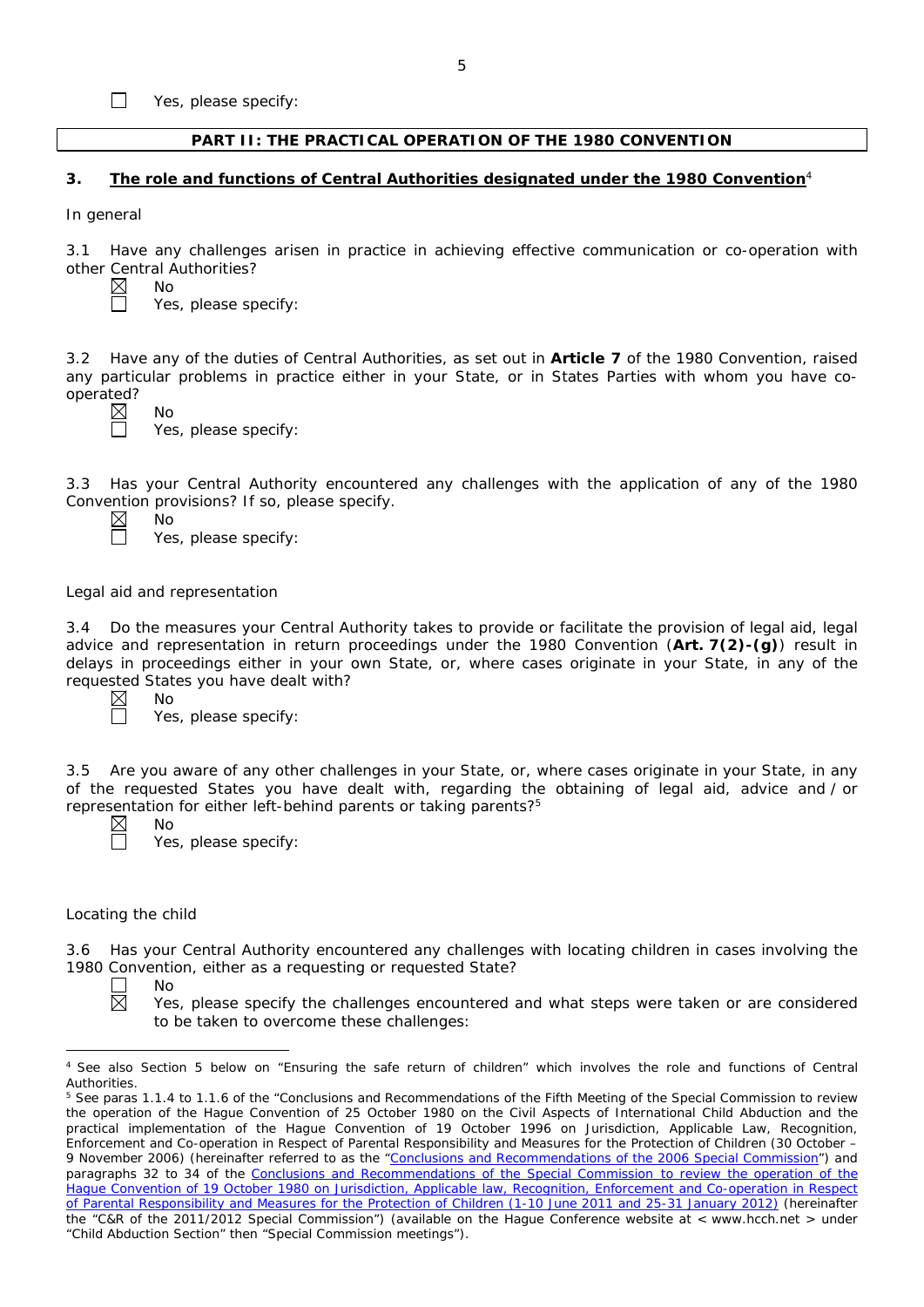☐ Yes, please specify:

## PART II: THE PRACTICAL OPERATION OF THE 1980 CONVENTION

### 3. The role and functions of Central Authorities designated under the 1980 Convention[4]

In general

3.1 Have any challenges arisen in practice in achieving effective communication or co-operation with other Central Authorities?

☒ No
☐ Yes, please specify:

3.2 Have any of the duties of Central Authorities, as set out in **Article 7** of the 1980 Convention, raised any particular problems in practice either in your State, or in States Parties with whom you have co-operated?

☒ No
☐ Yes, please specify:

3.3 Has your Central Authority encountered any challenges with the application of any of the 1980 Convention provisions? If so, please specify.

☒ No
☐ Yes, please specify:

Legal aid and representation

3.4 Do the measures your Central Authority takes to provide or facilitate the provision of legal aid, legal advice and representation in return proceedings under the 1980 Convention (**Art. 7(2)-(g)**) result in delays in proceedings either in your own State, or, where cases originate in your State, in any of the requested States you have dealt with?

☒ No
☐ Yes, please specify:

3.5 Are you aware of any other challenges in your State, or, where cases originate in your State, in any of the requested States you have dealt with, regarding the obtaining of legal aid, advice and / or representation for either left-behind parents or taking parents?[5]

☒ No
☐ Yes, please specify:

Locating the child

3.6 Has your Central Authority encountered any challenges with locating children in cases involving the 1980 Convention, either as a requesting or requested State?

☐ No
☒ Yes, please specify the challenges encountered and what steps were taken or are considered to be taken to overcome these challenges:

---

[4] See also Section 5 below on "Ensuring the safe return of children" which involves the role and functions of Central Authorities.

[5] See paras 1.1.4 to 1.1.6 of the "Conclusions and Recommendations of the Fifth Meeting of the Special Commission to review the operation of the Hague Convention of 25 October 1980 on the Civil Aspects of International Child Abduction and the practical implementation of the Hague Convention of 19 October 1996 on Jurisdiction, Applicable Law, Recognition, Enforcement and Co-operation in Respect of Parental Responsibility and Measures for the Protection of Children (30 October – 9 November 2006) (hereinafter referred to as the "Conclusions and Recommendations of the 2006 Special Commission") and paragraphs 32 to 34 of the Conclusions and Recommendations of the Special Commission to review the operation of the Hague Convention of 19 October 1980 on Jurisdiction, Applicable law, Recognition, Enforcement and Co-operation in Respect of Parental Responsibility and Measures for the Protection of Children (1-10 June 2011 and 25-31 January 2012) (hereinafter the "C&R of the 2011/2012 Special Commission") (available on the Hague Conference website at < www.hcch.net > under "Child Abduction Section" then "Special Commission meetings").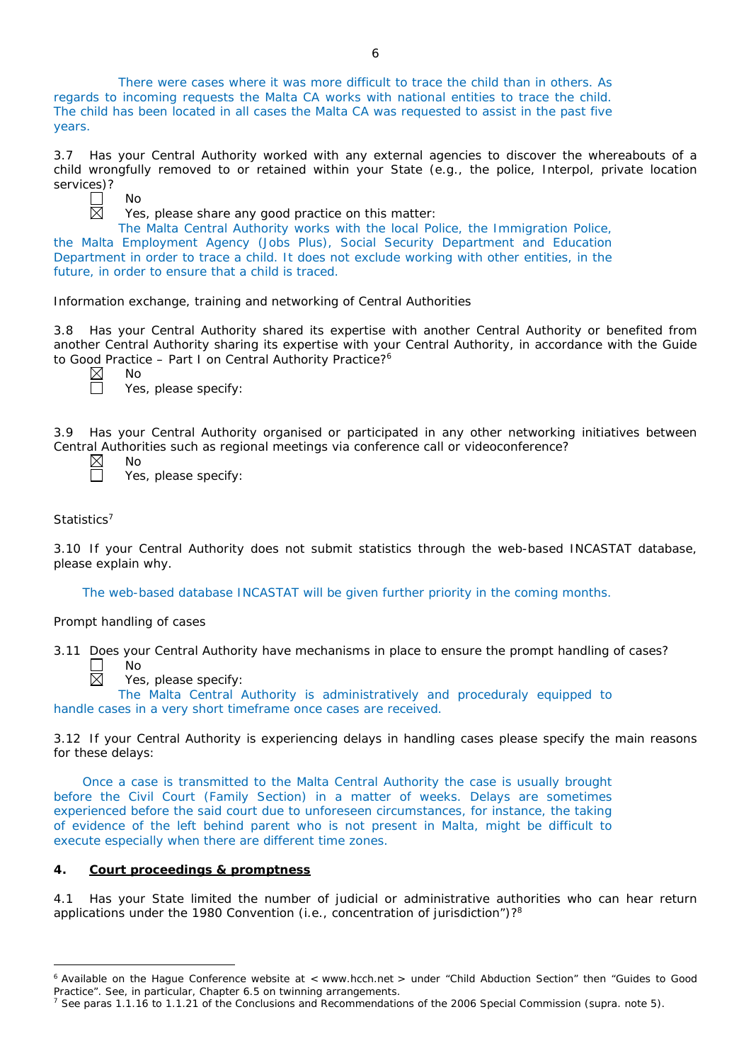There were cases where it was more difficult to trace the child than in others. As regards to incoming requests the Malta CA works with national entities to trace the child. The child has been located in all cases the Malta CA was requested to assist in the past five years.

3.7 Has your Central Authority worked with any external agencies to discover the whereabouts of a child wrongfully removed to or retained within your State (e.g., the police, Interpol, private location services)?

☐ No

☒ Yes, please share any good practice on this matter:

The Malta Central Authority works with the local Police, the Immigration Police, the Malta Employment Agency (Jobs Plus), Social Security Department and Education Department in order to trace a child. It does not exclude working with other entities, in the future, in order to ensure that a child is traced.

Information exchange, training and networking of Central Authorities

3.8 Has your Central Authority shared its expertise with another Central Authority or benefited from another Central Authority sharing its expertise with your Central Authority, in accordance with the Guide to Good Practice – Part I on Central Authority Practice?[6]

☒ No

☐ Yes, please specify:

3.9 Has your Central Authority organised or participated in any other networking initiatives between Central Authorities such as regional meetings via conference call or videoconference?

☒ No

☐ Yes, please specify:

Statistics[7]

3.10 If your Central Authority does not submit statistics through the web-based INCASTAT database, please explain why.

The web-based database INCASTAT will be given further priority in the coming months.

Prompt handling of cases

3.11 Does your Central Authority have mechanisms in place to ensure the prompt handling of cases?

☐ No

☒ Yes, please specify:

The Malta Central Authority is administratively and proceduraly equipped to handle cases in a very short timeframe once cases are received.

3.12 If your Central Authority is experiencing delays in handling cases please specify the main reasons for these delays:

Once a case is transmitted to the Malta Central Authority the case is usually brought before the Civil Court (Family Section) in a matter of weeks. Delays are sometimes experienced before the said court due to unforeseen circumstances, for instance, the taking of evidence of the left behind parent who is not present in Malta, might be difficult to execute especially when there are different time zones.

## 4. <u>Court proceedings & promptness</u>

4.1 Has your State limited the number of judicial or administrative authorities who can hear return applications under the 1980 Convention (i.e., concentration of jurisdiction")?[8]

---

[6] Available on the Hague Conference website at < www.hcch.net > under "Child Abduction Section" then "Guides to Good Practice". See, in particular, Chapter 6.5 on twinning arrangements.

[7] See paras 1.1.16 to 1.1.21 of the Conclusions and Recommendations of the 2006 Special Commission (supra. note 5).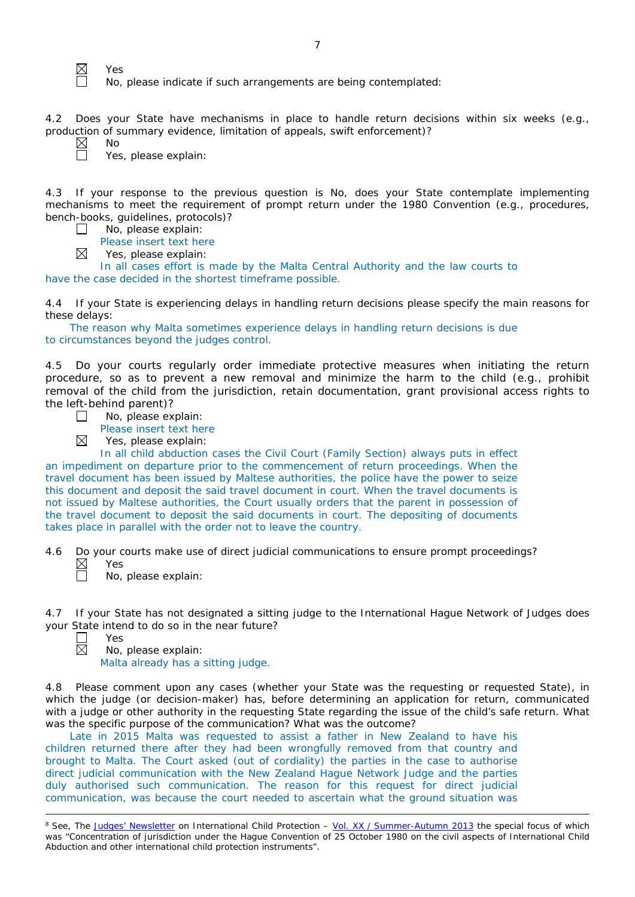☒ Yes
☐ No, please indicate if such arrangements are being contemplated:

4.2 Does your State have mechanisms in place to handle return decisions within six weeks (e.g., production of summary evidence, limitation of appeals, swift enforcement)?

☒ No
☐ Yes, please explain:

4.3 If your response to the previous question is No, does your State contemplate implementing mechanisms to meet the requirement of prompt return under the 1980 Convention (e.g., procedures, bench-books, guidelines, protocols)?

☐ No, please explain:
Please insert text here
☒ Yes, please explain:
In all cases effort is made by the Malta Central Authority and the law courts to have the case decided in the shortest timeframe possible.

4.4 If your State is experiencing delays in handling return decisions please specify the main reasons for these delays:

The reason why Malta sometimes experience delays in handling return decisions is due to circumstances beyond the judges control.

4.5 Do your courts regularly order immediate protective measures when initiating the return procedure, so as to prevent a new removal and minimize the harm to the child (e.g., prohibit removal of the child from the jurisdiction, retain documentation, grant provisional access rights to the left-behind parent)?

☐ No, please explain:
Please insert text here
☒ Yes, please explain:
In all child abduction cases the Civil Court (Family Section) always puts in effect an impediment on departure prior to the commencement of return proceedings. When the travel document has been issued by Maltese authorities, the police have the power to seize this document and deposit the said travel document in court. When the travel documents is not issued by Maltese authorities, the Court usually orders that the parent in possession of the travel document to deposit the said documents in court. The depositing of documents takes place in parallel with the order not to leave the country.

4.6 Do your courts make use of direct judicial communications to ensure prompt proceedings?

☒ Yes
☐ No, please explain:

4.7 If your State has not designated a sitting judge to the International Hague Network of Judges does your State intend to do so in the near future?

☐ Yes
☒ No, please explain:
Malta already has a sitting judge.

4.8 Please comment upon any cases (whether your State was the requesting or requested State), in which the judge (or decision-maker) has, before determining an application for return, communicated with a judge or other authority in the requesting State regarding the issue of the child's safe return. What was the specific purpose of the communication? What was the outcome?

Late in 2015 Malta was requested to assist a father in New Zealand to have his children returned there after they had been wrongfully removed from that country and brought to Malta. The Court asked (out of cordiality) the parties in the case to authorise direct judicial communication with the New Zealand Hague Network Judge and the parties duly authorised such communication. The reason for this request for direct judicial communication, was because the court needed to ascertain what the ground situation was

---

[8] See, The Judges' Newsletter on International Child Protection – Vol. XX / Summer-Autumn 2013 the special focus of which was "Concentration of jurisdiction under the Hague Convention of 25 October 1980 on the civil aspects of International Child Abduction and other international child protection instruments".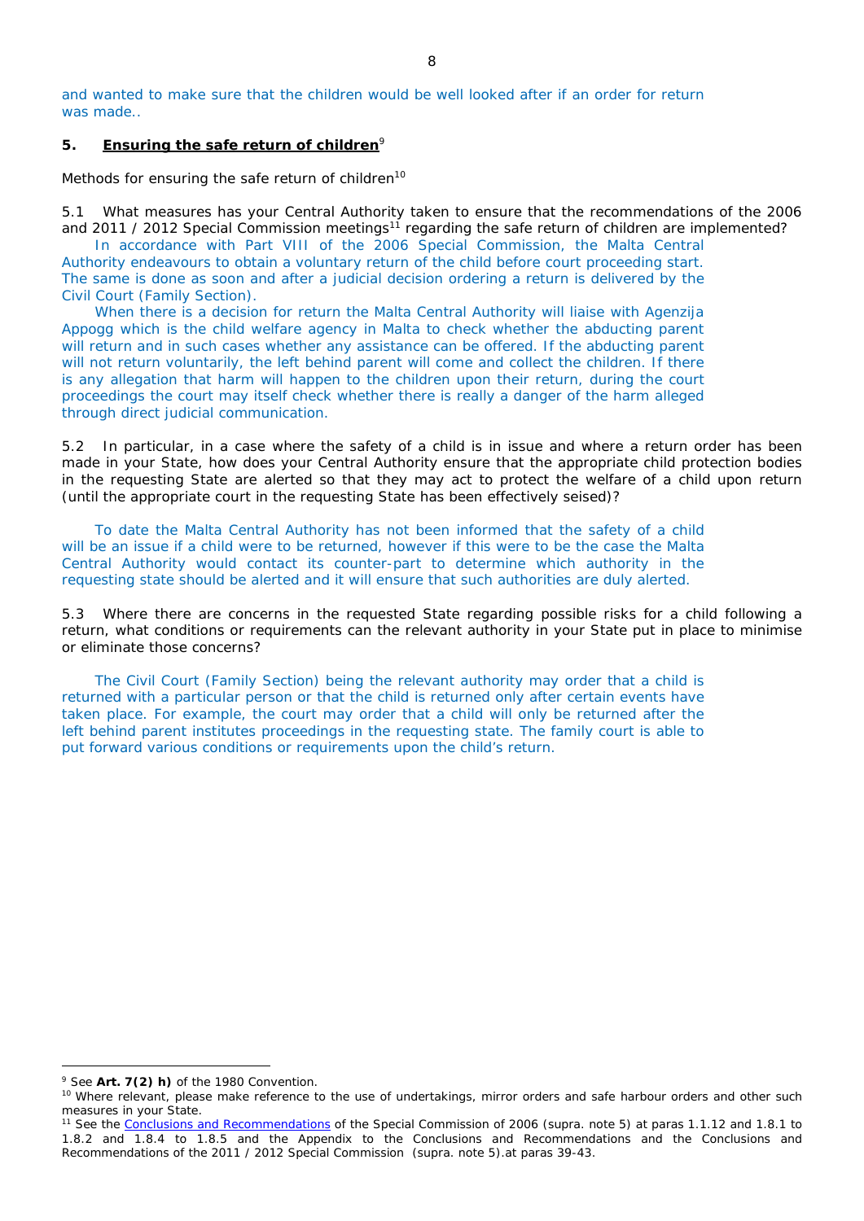and wanted to make sure that the children would be well looked after if an order for return was made..

## 5. Ensuring the safe return of children[9]

Methods for ensuring the safe return of children[10]

5.1 What measures has your Central Authority taken to ensure that the recommendations of the 2006 and 2011 / 2012 Special Commission meetings[11] regarding the safe return of children are implemented?

In accordance with Part VIII of the 2006 Special Commission, the Malta Central Authority endeavours to obtain a voluntary return of the child before court proceeding start. The same is done as soon and after a judicial decision ordering a return is delivered by the Civil Court (Family Section).

When there is a decision for return the Malta Central Authority will liaise with Agenzija Appogg which is the child welfare agency in Malta to check whether the abducting parent will return and in such cases whether any assistance can be offered. If the abducting parent will not return voluntarily, the left behind parent will come and collect the children. If there is any allegation that harm will happen to the children upon their return, during the court proceedings the court may itself check whether there is really a danger of the harm alleged through direct judicial communication.

5.2 In particular, in a case where the safety of a child is in issue and where a return order has been made in your State, how does your Central Authority ensure that the appropriate child protection bodies in the requesting State are alerted so that they may act to protect the welfare of a child upon return (until the appropriate court in the requesting State has been effectively seised)?

To date the Malta Central Authority has not been informed that the safety of a child will be an issue if a child were to be returned, however if this were to be the case the Malta Central Authority would contact its counter-part to determine which authority in the requesting state should be alerted and it will ensure that such authorities are duly alerted.

5.3 Where there are concerns in the requested State regarding possible risks for a child following a return, what conditions or requirements can the relevant authority in your State put in place to minimise or eliminate those concerns?

The Civil Court (Family Section) being the relevant authority may order that a child is returned with a particular person or that the child is returned only after certain events have taken place. For example, the court may order that a child will only be returned after the left behind parent institutes proceedings in the requesting state. The family court is able to put forward various conditions or requirements upon the child's return.

---

[9] See **Art. 7(2) h)** of the 1980 Convention.

[10] Where relevant, please make reference to the use of undertakings, mirror orders and safe harbour orders and other such measures in your State.

[11] See the Conclusions and Recommendations of the Special Commission of 2006 (supra. note 5) at paras 1.1.12 and 1.8.1 to 1.8.2 and 1.8.4 to 1.8.5 and the Appendix to the Conclusions and Recommendations and the Conclusions and Recommendations of the 2011 / 2012 Special Commission (supra. note 5).at paras 39-43.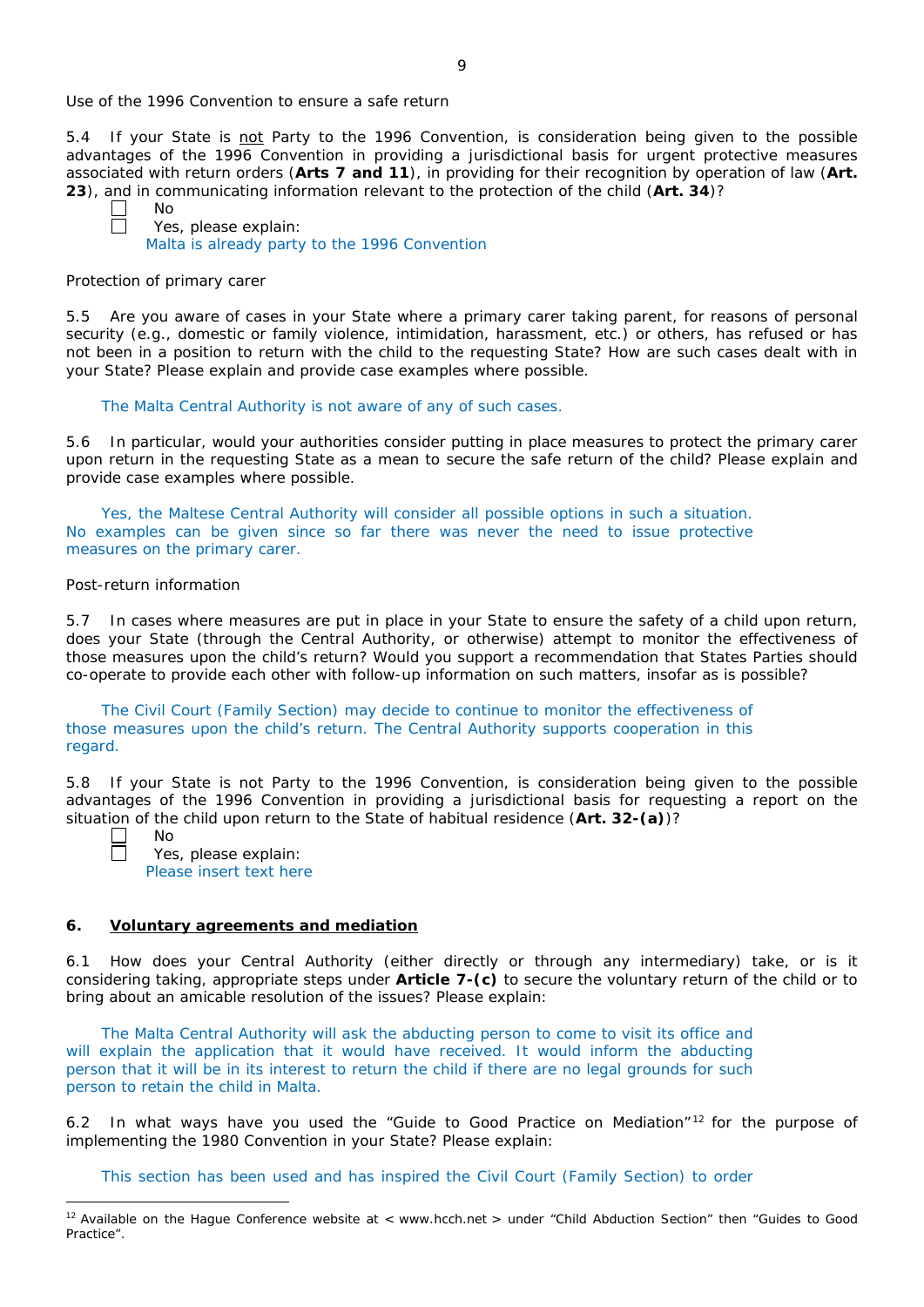Use of the 1996 Convention to ensure a safe return

5.4 If your State is not Party to the 1996 Convention, is consideration being given to the possible advantages of the 1996 Convention in providing a jurisdictional basis for urgent protective measures associated with return orders (**Arts 7 and 11**), in providing for their recognition by operation of law (**Art. 23**), and in communicating information relevant to the protection of the child (**Art. 34**)?

☐ No

☐ Yes, please explain:

Malta is already party to the 1996 Convention

Protection of primary carer

5.5 Are you aware of cases in your State where a primary carer taking parent, for reasons of personal security (e.g., domestic or family violence, intimidation, harassment, etc.) or others, has refused or has not been in a position to return with the child to the requesting State? How are such cases dealt with in your State? Please explain and provide case examples where possible.

The Malta Central Authority is not aware of any of such cases.

5.6 In particular, would your authorities consider putting in place measures to protect the primary carer upon return in the requesting State as a mean to secure the safe return of the child? Please explain and provide case examples where possible.

Yes, the Maltese Central Authority will consider all possible options in such a situation. No examples can be given since so far there was never the need to issue protective measures on the primary carer.

Post-return information

5.7 In cases where measures are put in place in your State to ensure the safety of a child upon return, does your State (through the Central Authority, or otherwise) attempt to monitor the effectiveness of those measures upon the child's return? Would you support a recommendation that States Parties should co-operate to provide each other with follow-up information on such matters, insofar as is possible?

The Civil Court (Family Section) may decide to continue to monitor the effectiveness of those measures upon the child's return. The Central Authority supports cooperation in this regard.

5.8 If your State is not Party to the 1996 Convention, is consideration being given to the possible advantages of the 1996 Convention in providing a jurisdictional basis for requesting a report on the situation of the child upon return to the State of habitual residence (**Art. 32-(a)**)?

☐ No

☐ Yes, please explain:

Please insert text here

## 6. Voluntary agreements and mediation

6.1 How does your Central Authority (either directly or through any intermediary) take, or is it considering taking, appropriate steps under **Article 7-(c)** to secure the voluntary return of the child or to bring about an amicable resolution of the issues? Please explain:

The Malta Central Authority will ask the abducting person to come to visit its office and will explain the application that it would have received. It would inform the abducting person that it will be in its interest to return the child if there are no legal grounds for such person to retain the child in Malta.

6.2 In what ways have you used the "Guide to Good Practice on Mediation"[12] for the purpose of implementing the 1980 Convention in your State? Please explain:

This section has been used and has inspired the Civil Court (Family Section) to order

---

[12] Available on the Hague Conference website at < www.hcch.net > under "Child Abduction Section" then "Guides to Good Practice".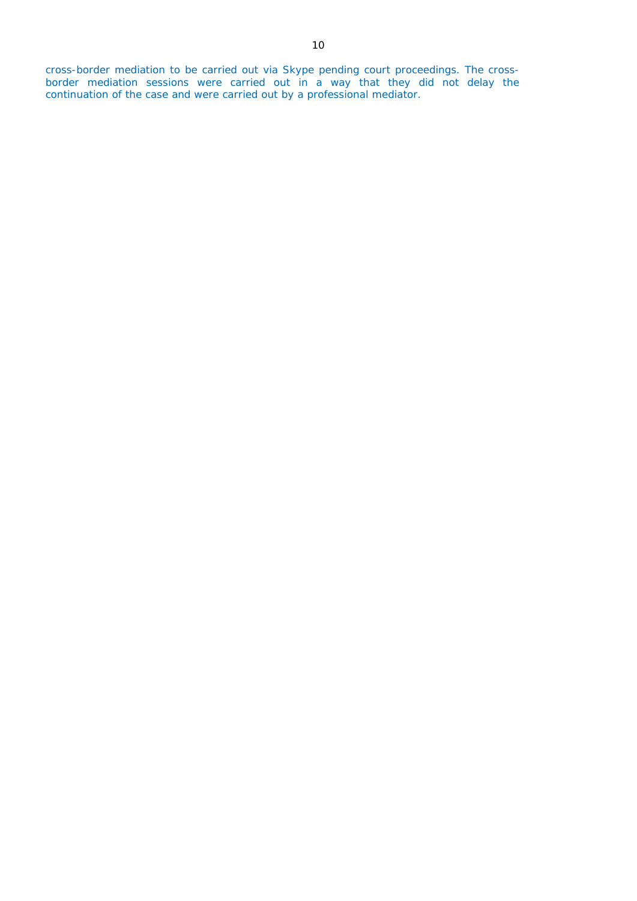cross-border mediation to be carried out via Skype pending court proceedings. The cross-border mediation sessions were carried out in a way that they did not delay the continuation of the case and were carried out by a professional mediator.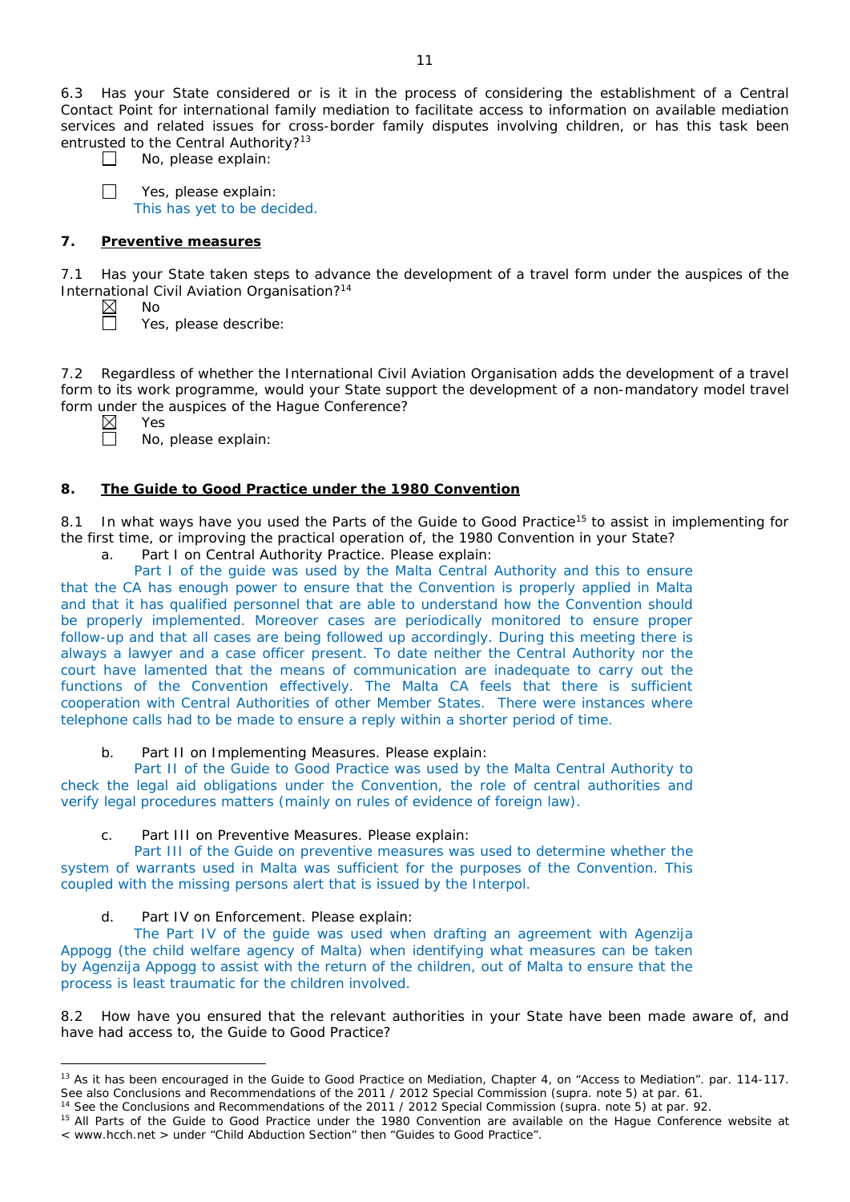6.3 Has your State considered or is it in the process of considering the establishment of a Central Contact Point for international family mediation to facilitate access to information on available mediation services and related issues for cross-border family disputes involving children, or has this task been entrusted to the Central Authority?[13]

☐ No, please explain:

☐ Yes, please explain:
This has yet to be decided.

## 7. Preventive measures

7.1 Has your State taken steps to advance the development of a travel form under the auspices of the International Civil Aviation Organisation?[14]

☒ No
☐ Yes, please describe:

7.2 Regardless of whether the International Civil Aviation Organisation adds the development of a travel form to its work programme, would your State support the development of a non-mandatory model travel form under the auspices of the Hague Conference?

☒ Yes
☐ No, please explain:

## 8. The Guide to Good Practice under the 1980 Convention

8.1 In what ways have you used the Parts of the Guide to Good Practice[15] to assist in implementing for the first time, or improving the practical operation of, the 1980 Convention in your State?

a. Part I on Central Authority Practice. Please explain:
Part I of the guide was used by the Malta Central Authority and this to ensure that the CA has enough power to ensure that the Convention is properly applied in Malta and that it has qualified personnel that are able to understand how the Convention should be properly implemented. Moreover cases are periodically monitored to ensure proper follow-up and that all cases are being followed up accordingly. During this meeting there is always a lawyer and a case officer present. To date neither the Central Authority nor the court have lamented that the means of communication are inadequate to carry out the functions of the Convention effectively. The Malta CA feels that there is sufficient cooperation with Central Authorities of other Member States. There were instances where telephone calls had to be made to ensure a reply within a shorter period of time.

b. Part II on Implementing Measures. Please explain:
Part II of the Guide to Good Practice was used by the Malta Central Authority to check the legal aid obligations under the Convention, the role of central authorities and verify legal procedures matters (mainly on rules of evidence of foreign law).

c. Part III on Preventive Measures. Please explain:
Part III of the Guide on preventive measures was used to determine whether the system of warrants used in Malta was sufficient for the purposes of the Convention. This coupled with the missing persons alert that is issued by the Interpol.

d. Part IV on Enforcement. Please explain:
The Part IV of the guide was used when drafting an agreement with Agenzija Appogg (the child welfare agency of Malta) when identifying what measures can be taken by Agenzija Appogg to assist with the return of the children, out of Malta to ensure that the process is least traumatic for the children involved.

8.2 How have you ensured that the relevant authorities in your State have been made aware of, and have had access to, the Guide to Good Practice?

---

[13] As it has been encouraged in the Guide to Good Practice on Mediation, Chapter 4, on "Access to Mediation". par. 114-117. See also Conclusions and Recommendations of the 2011 / 2012 Special Commission (supra. note 5) at par. 61.

[14] See the Conclusions and Recommendations of the 2011 / 2012 Special Commission (supra. note 5) at par. 92.

[15] All Parts of the Guide to Good Practice under the 1980 Convention are available on the Hague Conference website at < www.hcch.net > under "Child Abduction Section" then "Guides to Good Practice".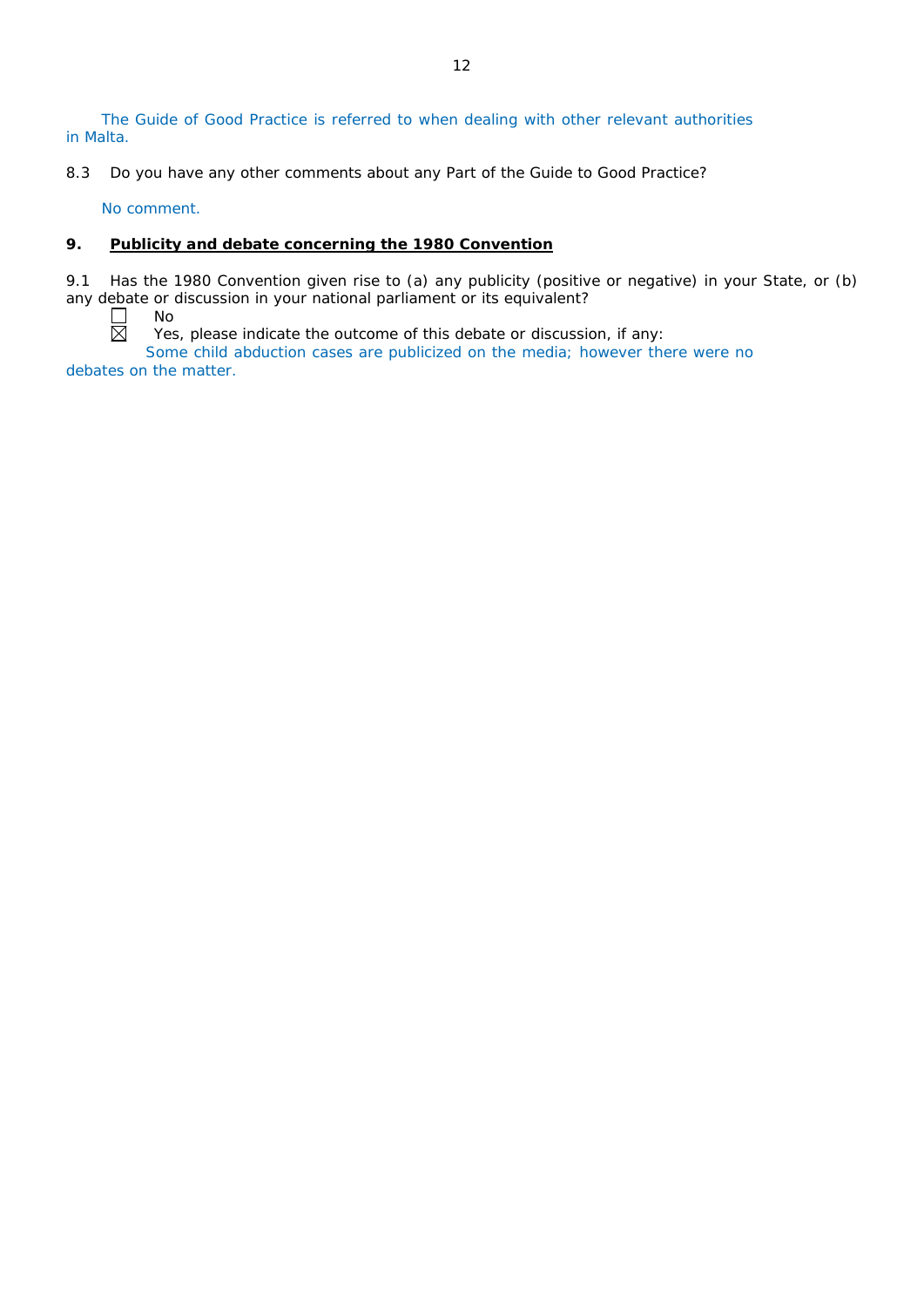The Guide of Good Practice is referred to when dealing with other relevant authorities in Malta.

8.3 Do you have any other comments about any Part of the Guide to Good Practice?

No comment.

## 9. Publicity and debate concerning the 1980 Convention

9.1 Has the 1980 Convention given rise to (a) any publicity (positive or negative) in your State, or (b) any debate or discussion in your national parliament or its equivalent?

☐ No

☒ Yes, please indicate the outcome of this debate or discussion, if any:

Some child abduction cases are publicized on the media; however there were no debates on the matter.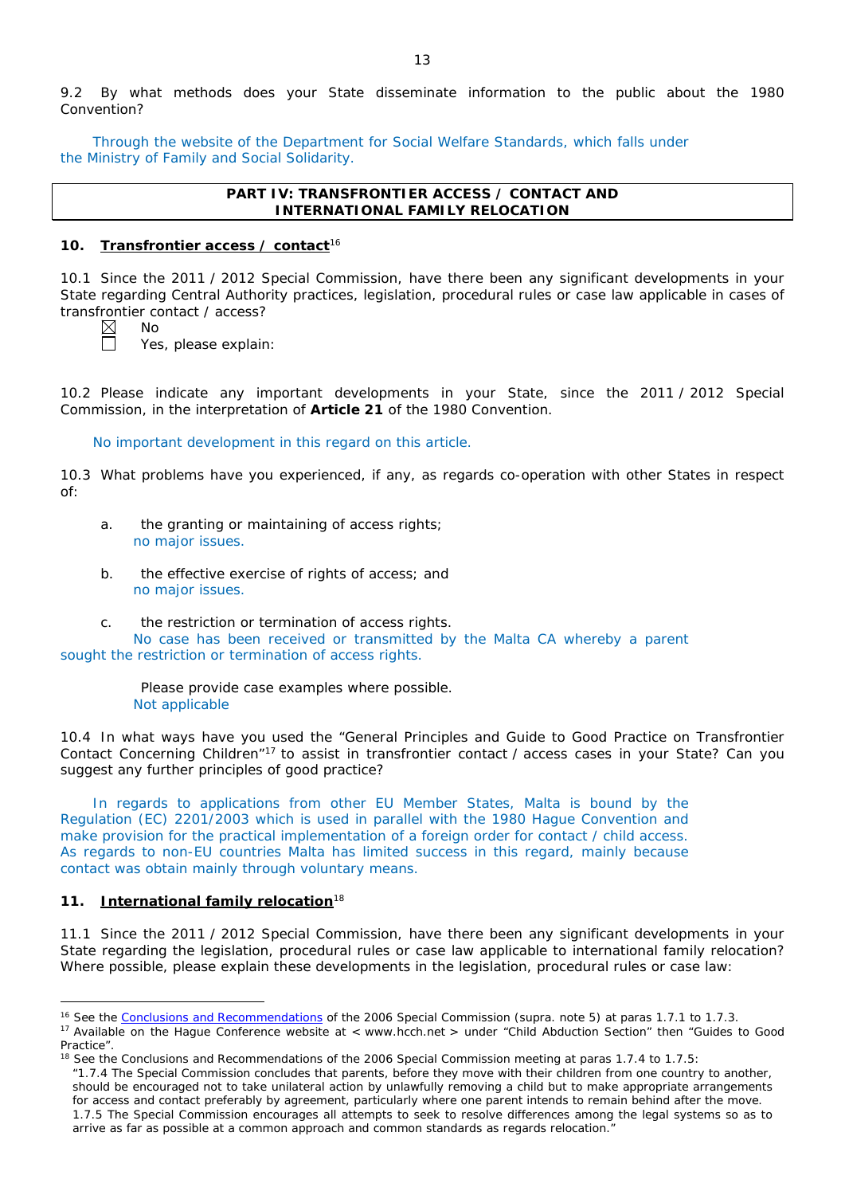9.2 By what methods does your State disseminate information to the public about the 1980 Convention?

Through the website of the Department for Social Welfare Standards, which falls under the Ministry of Family and Social Solidarity.

| **PART IV: TRANSFRONTIER ACCESS / CONTACT AND INTERNATIONAL FAMILY RELOCATION** |
|---|

## 10. Transfrontier access / contact[16]

10.1 Since the 2011 / 2012 Special Commission, have there been any significant developments in your State regarding Central Authority practices, legislation, procedural rules or case law applicable in cases of transfrontier contact / access?

☒ No
☐ Yes, please explain:

10.2 Please indicate any important developments in your State, since the 2011 / 2012 Special Commission, in the interpretation of **Article 21** of the 1980 Convention.

No important development in this regard on this article.

10.3 What problems have you experienced, if any, as regards co-operation with other States in respect of:

a. the granting or maintaining of access rights;
no major issues.

b. the effective exercise of rights of access; and
no major issues.

c. the restriction or termination of access rights.
No case has been received or transmitted by the Malta CA whereby a parent sought the restriction or termination of access rights.

Please provide case examples where possible.
Not applicable

10.4 In what ways have you used the "General Principles and Guide to Good Practice on Transfrontier Contact Concerning Children"[17] to assist in transfrontier contact / access cases in your State? Can you suggest any further principles of good practice?

In regards to applications from other EU Member States, Malta is bound by the Regulation (EC) 2201/2003 which is used in parallel with the 1980 Hague Convention and make provision for the practical implementation of a foreign order for contact / child access. As regards to non-EU countries Malta has limited success in this regard, mainly because contact was obtain mainly through voluntary means.

## 11. International family relocation[18]

11.1 Since the 2011 / 2012 Special Commission, have there been any significant developments in your State regarding the legislation, procedural rules or case law applicable to international family relocation? Where possible, please explain these developments in the legislation, procedural rules or case law:

---

[16] See the Conclusions and Recommendations of the 2006 Special Commission (supra. note 5) at paras 1.7.1 to 1.7.3.

[17] Available on the Hague Conference website at < www.hcch.net > under "Child Abduction Section" then "Guides to Good Practice".

[18] See the Conclusions and Recommendations of the 2006 Special Commission meeting at paras 1.7.4 to 1.7.5:
"1.7.4 The Special Commission concludes that parents, before they move with their children from one country to another, should be encouraged not to take unilateral action by unlawfully removing a child but to make appropriate arrangements for access and contact preferably by agreement, particularly where one parent intends to remain behind after the move.
1.7.5 The Special Commission encourages all attempts to seek to resolve differences among the legal systems so as to arrive as far as possible at a common approach and common standards as regards relocation."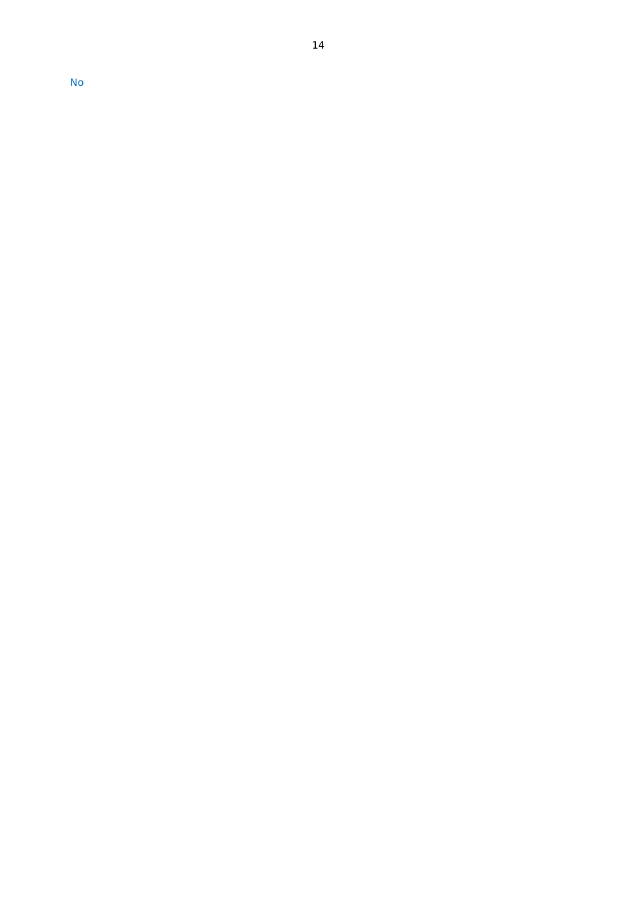No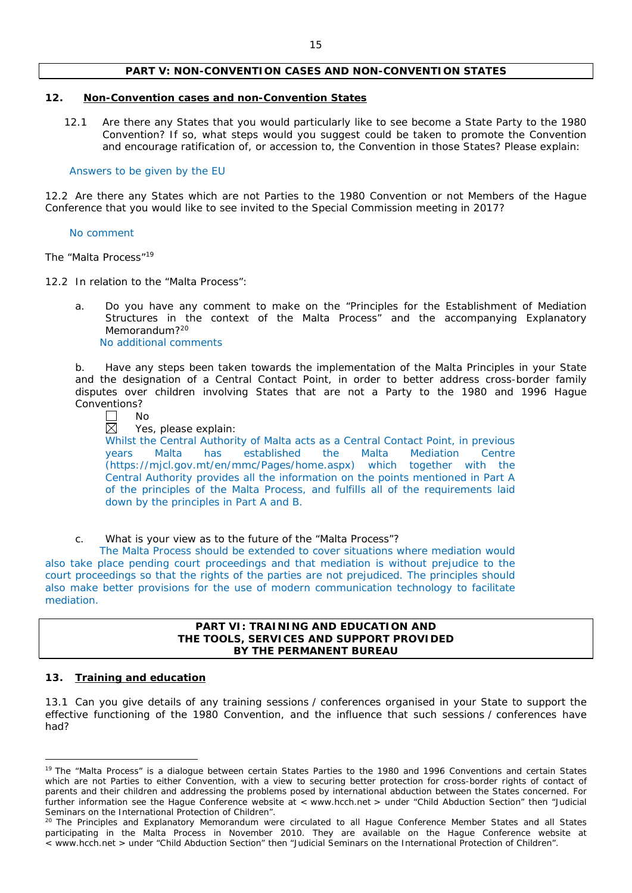## PART V: NON-CONVENTION CASES AND NON-CONVENTION STATES

### 12. Non-Convention cases and non-Convention States

12.1 Are there any States that you would particularly like to see become a State Party to the 1980 Convention? If so, what steps would you suggest could be taken to promote the Convention and encourage ratification of, or accession to, the Convention in those States? Please explain:

Answers to be given by the EU

12.2 Are there any States which are not Parties to the 1980 Convention or not Members of the Hague Conference that you would like to see invited to the Special Commission meeting in 2017?

No comment

The "Malta Process"[19]

12.2 In relation to the "Malta Process":

a. Do you have any comment to make on the "Principles for the Establishment of Mediation Structures in the context of the Malta Process" and the accompanying Explanatory Memorandum?[20]
No additional comments

b. Have any steps been taken towards the implementation of the Malta Principles in your State and the designation of a Central Contact Point, in order to better address cross-border family disputes over children involving States that are not a Party to the 1980 and 1996 Hague Conventions?

☐ No
☒ Yes, please explain:
Whilst the Central Authority of Malta acts as a Central Contact Point, in previous years Malta has established the Malta Mediation Centre (https://mjcl.gov.mt/en/mmc/Pages/home.aspx) which together with the Central Authority provides all the information on the points mentioned in Part A of the principles of the Malta Process, and fulfills all of the requirements laid down by the principles in Part A and B.

c. What is your view as to the future of the "Malta Process"?
The Malta Process should be extended to cover situations where mediation would also take place pending court proceedings and that mediation is without prejudice to the court proceedings so that the rights of the parties are not prejudiced. The principles should also make better provisions for the use of modern communication technology to facilitate mediation.

## PART VI: TRAINING AND EDUCATION AND THE TOOLS, SERVICES AND SUPPORT PROVIDED BY THE PERMANENT BUREAU

### 13. Training and education

13.1 Can you give details of any training sessions / conferences organised in your State to support the effective functioning of the 1980 Convention, and the influence that such sessions / conferences have had?

---

[19] The "Malta Process" is a dialogue between certain States Parties to the 1980 and 1996 Conventions and certain States which are not Parties to either Convention, with a view to securing better protection for cross-border rights of contact of parents and their children and addressing the problems posed by international abduction between the States concerned. For further information see the Hague Conference website at < www.hcch.net > under "Child Abduction Section" then "Judicial Seminars on the International Protection of Children".

[20] The Principles and Explanatory Memorandum were circulated to all Hague Conference Member States and all States participating in the Malta Process in November 2010. They are available on the Hague Conference website at < www.hcch.net > under "Child Abduction Section" then "Judicial Seminars on the International Protection of Children".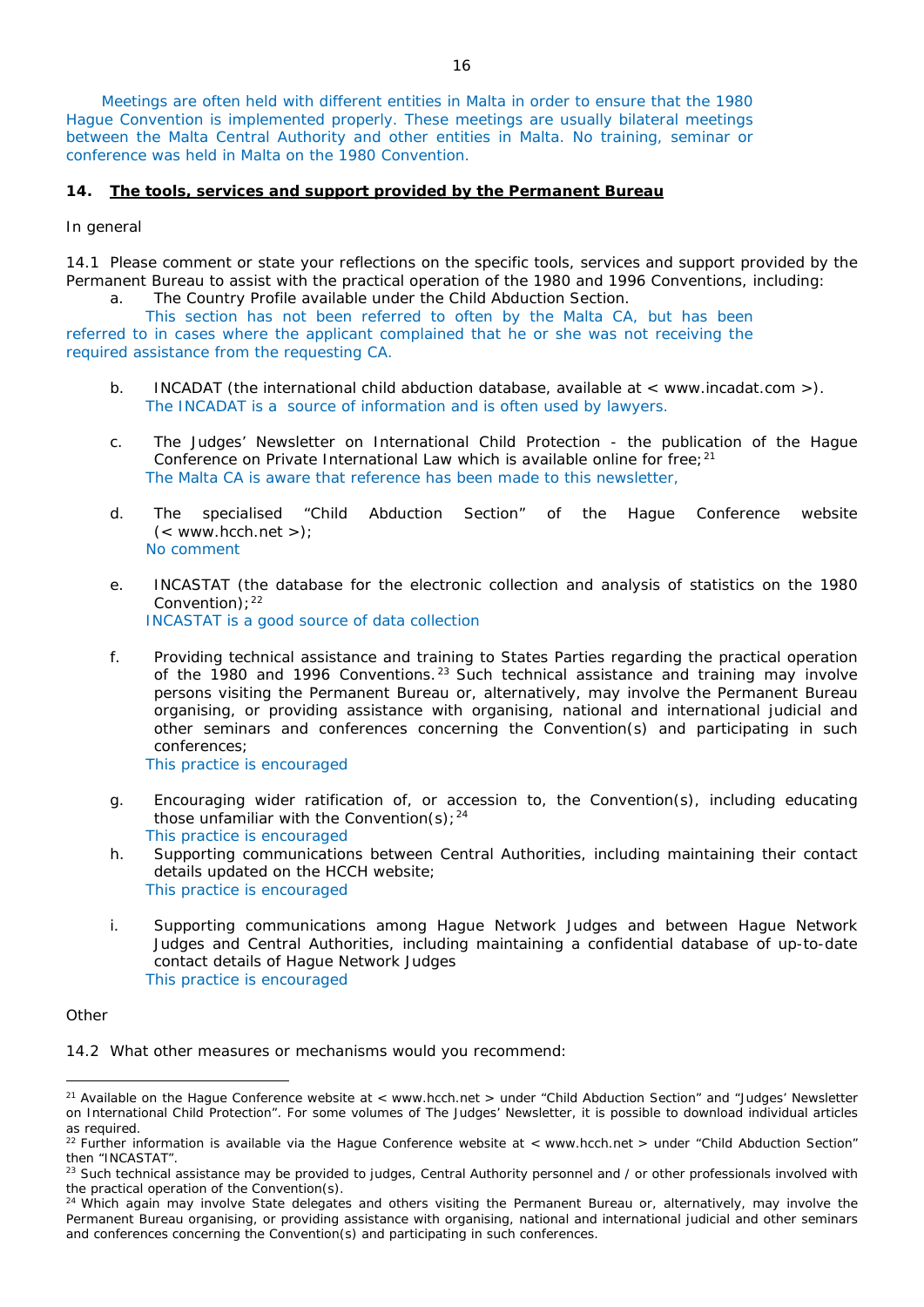Meetings are often held with different entities in Malta in order to ensure that the 1980 Hague Convention is implemented properly. These meetings are usually bilateral meetings between the Malta Central Authority and other entities in Malta. No training, seminar or conference was held in Malta on the 1980 Convention.

## 14. The tools, services and support provided by the Permanent Bureau

In general

14.1 Please comment or state your reflections on the specific tools, services and support provided by the Permanent Bureau to assist with the practical operation of the 1980 and 1996 Conventions, including:

a. The Country Profile available under the Child Abduction Section.

This section has not been referred to often by the Malta CA, but has been referred to in cases where the applicant complained that he or she was not receiving the required assistance from the requesting CA.

b. INCADAT (the international child abduction database, available at < www.incadat.com >).

The INCADAT is a source of information and is often used by lawyers.

c. The Judges' Newsletter on International Child Protection - the publication of the Hague Conference on Private International Law which is available online for free;[21]

The Malta CA is aware that reference has been made to this newsletter,

d. The specialised "Child Abduction Section" of the Hague Conference website (< www.hcch.net >);

No comment

e. INCASTAT (the database for the electronic collection and analysis of statistics on the 1980 Convention);[22]

INCASTAT is a good source of data collection

f. Providing technical assistance and training to States Parties regarding the practical operation of the 1980 and 1996 Conventions.[23] Such technical assistance and training may involve persons visiting the Permanent Bureau or, alternatively, may involve the Permanent Bureau organising, or providing assistance with organising, national and international judicial and other seminars and conferences concerning the Convention(s) and participating in such conferences;

This practice is encouraged

g. Encouraging wider ratification of, or accession to, the Convention(s), including educating those unfamiliar with the Convention(s);[24]

This practice is encouraged

h. Supporting communications between Central Authorities, including maintaining their contact details updated on the HCCH website;

This practice is encouraged

i. Supporting communications among Hague Network Judges and between Hague Network Judges and Central Authorities, including maintaining a confidential database of up-to-date contact details of Hague Network Judges

This practice is encouraged

Other

14.2 What other measures or mechanisms would you recommend:

---

[21] Available on the Hague Conference website at < www.hcch.net > under "Child Abduction Section" and "Judges' Newsletter on International Child Protection". For some volumes of The Judges' Newsletter, it is possible to download individual articles as required.

[22] Further information is available via the Hague Conference website at < www.hcch.net > under "Child Abduction Section" then "INCASTAT".

[23] Such technical assistance may be provided to judges, Central Authority personnel and / or other professionals involved with the practical operation of the Convention(s).

[24] Which again may involve State delegates and others visiting the Permanent Bureau or, alternatively, may involve the Permanent Bureau organising, or providing assistance with organising, national and international judicial and other seminars and conferences concerning the Convention(s) and participating in such conferences.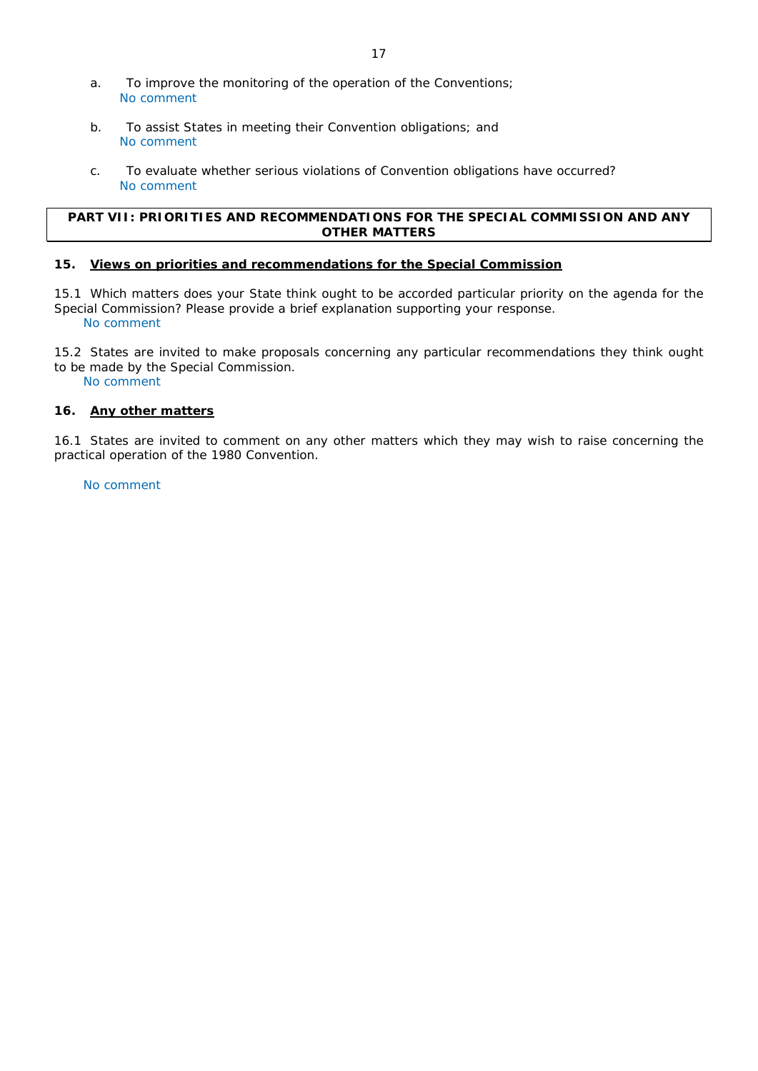a. To improve the monitoring of the operation of the Conventions;
   No comment

b. To assist States in meeting their Convention obligations; and
   No comment

c. To evaluate whether serious violations of Convention obligations have occurred?
   No comment

## PART VII: PRIORITIES AND RECOMMENDATIONS FOR THE SPECIAL COMMISSION AND ANY OTHER MATTERS

### 15. <u>Views on priorities and recommendations for the Special Commission</u>

15.1 Which matters does your State think ought to be accorded particular priority on the agenda for the Special Commission? Please provide a brief explanation supporting your response.
   No comment

15.2 States are invited to make proposals concerning any particular recommendations they think ought to be made by the Special Commission.
   No comment

### 16. <u>Any other matters</u>

16.1 States are invited to comment on any other matters which they may wish to raise concerning the practical operation of the 1980 Convention.

No comment